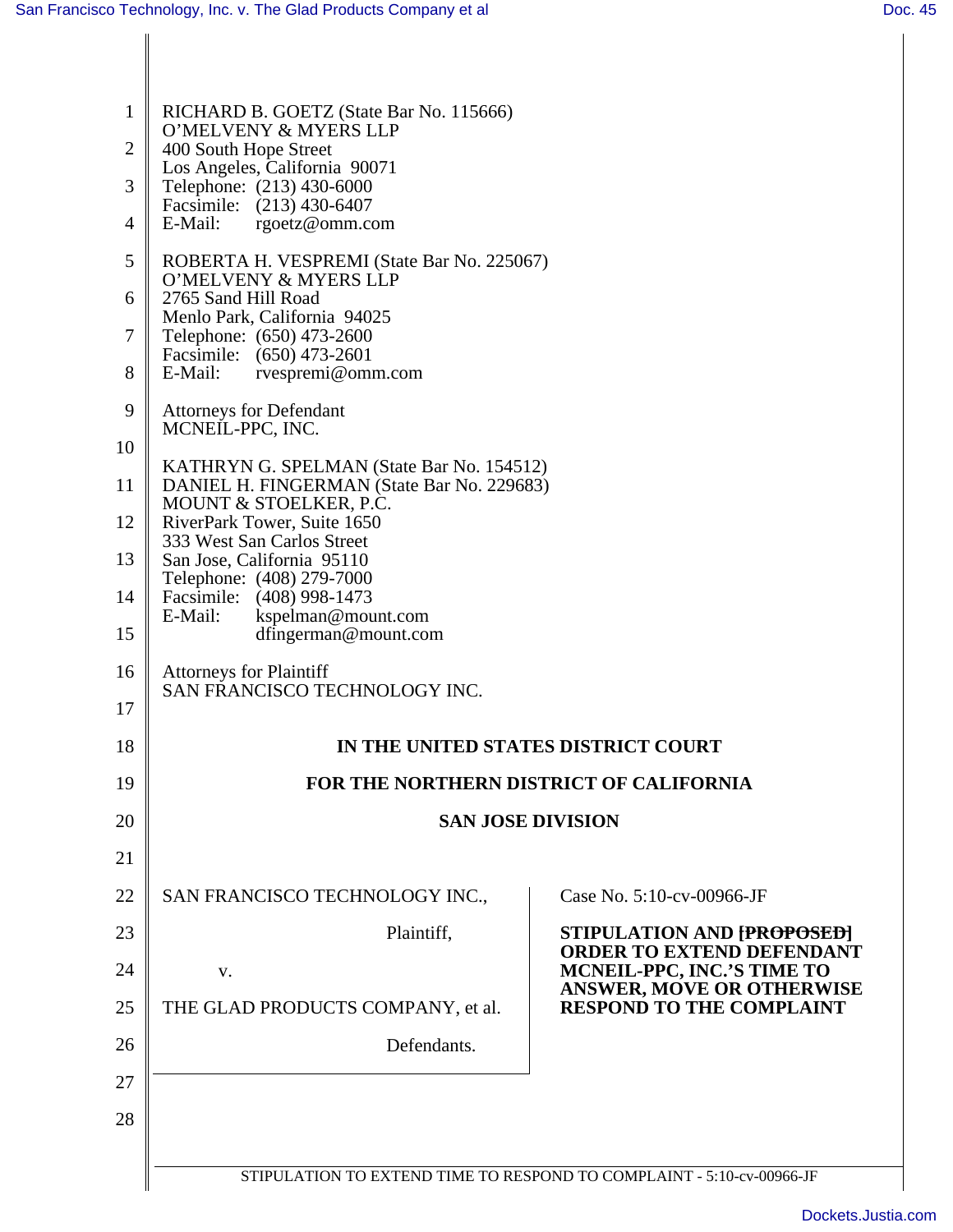RICHARD B. GOETZ (State Bar No. 115666)
O'MELVENY & MYERS LLP
400 South Hope Street
Los Angeles, California 90071
Telephone: (213) 430-6000
Facsimile: (213) 430-6407
E-Mail: rgoetz@omm.com

ROBERTA H. VESPREMI (State Bar No. 225067)
O'MELVENY & MYERS LLP
2765 Sand Hill Road
Menlo Park, California 94025
Telephone: (650) 473-2600
Facsimile: (650) 473-2601
E-Mail: rvespremi@omm.com

Attorneys for Defendant
MCNEIL-PPC, INC.

KATHRYN G. SPELMAN (State Bar No. 154512)
DANIEL H. FINGERMAN (State Bar No. 229683)
MOUNT & STOELKER, P.C.
RiverPark Tower, Suite 1650
333 West San Carlos Street
San Jose, California 95110
Telephone: (408) 279-7000
Facsimile: (408) 998-1473
E-Mail: kspelman@mount.com
dfingerman@mount.com

Attorneys for Plaintiff
SAN FRANCISCO TECHNOLOGY INC.

**IN THE UNITED STATES DISTRICT COURT**

**FOR THE NORTHERN DISTRICT OF CALIFORNIA**

**SAN JOSE DIVISION**

| | |
|---|---|
| SAN FRANCISCO TECHNOLOGY INC., Plaintiff, v. THE GLAD PRODUCTS COMPANY, et al. Defendants. | Case No. 5:10-cv-00966-JF **STIPULATION AND ~~[PROPOSED]~~ ORDER TO EXTEND DEFENDANT MCNEIL-PPC, INC.'S TIME TO ANSWER, MOVE OR OTHERWISE RESPOND TO THE COMPLAINT** |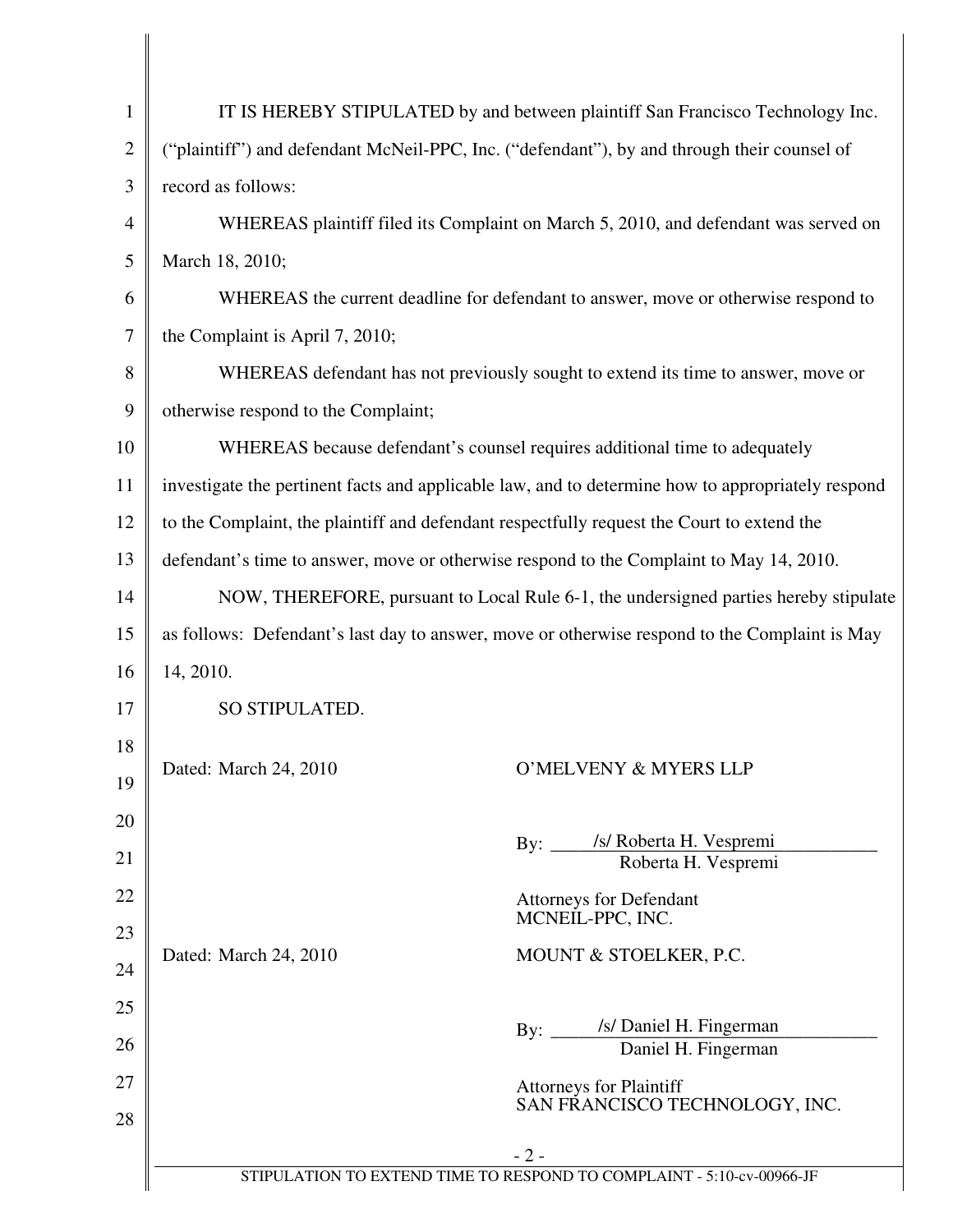IT IS HEREBY STIPULATED by and between plaintiff San Francisco Technology Inc. ("plaintiff") and defendant McNeil-PPC, Inc. ("defendant"), by and through their counsel of record as follows:

WHEREAS plaintiff filed its Complaint on March 5, 2010, and defendant was served on March 18, 2010;

WHEREAS the current deadline for defendant to answer, move or otherwise respond to the Complaint is April 7, 2010;

WHEREAS defendant has not previously sought to extend its time to answer, move or otherwise respond to the Complaint;

WHEREAS because defendant's counsel requires additional time to adequately investigate the pertinent facts and applicable law, and to determine how to appropriately respond to the Complaint, the plaintiff and defendant respectfully request the Court to extend the defendant's time to answer, move or otherwise respond to the Complaint to May 14, 2010.

NOW, THEREFORE, pursuant to Local Rule 6-1, the undersigned parties hereby stipulate as follows: Defendant's last day to answer, move or otherwise respond to the Complaint is May 14, 2010.

SO STIPULATED.

Dated: March 24, 2010

O'MELVENY & MYERS LLP

By: /s/ Roberta H. Vespremi
Roberta H. Vespremi

Attorneys for Defendant
MCNEIL-PPC, INC.

Dated: March 24, 2010

MOUNT & STOELKER, P.C.

By: /s/ Daniel H. Fingerman
Daniel H. Fingerman

Attorneys for Plaintiff
SAN FRANCISCO TECHNOLOGY, INC.

STIPULATION TO EXTEND TIME TO RESPOND TO COMPLAINT - 5:10-cv-00966-JF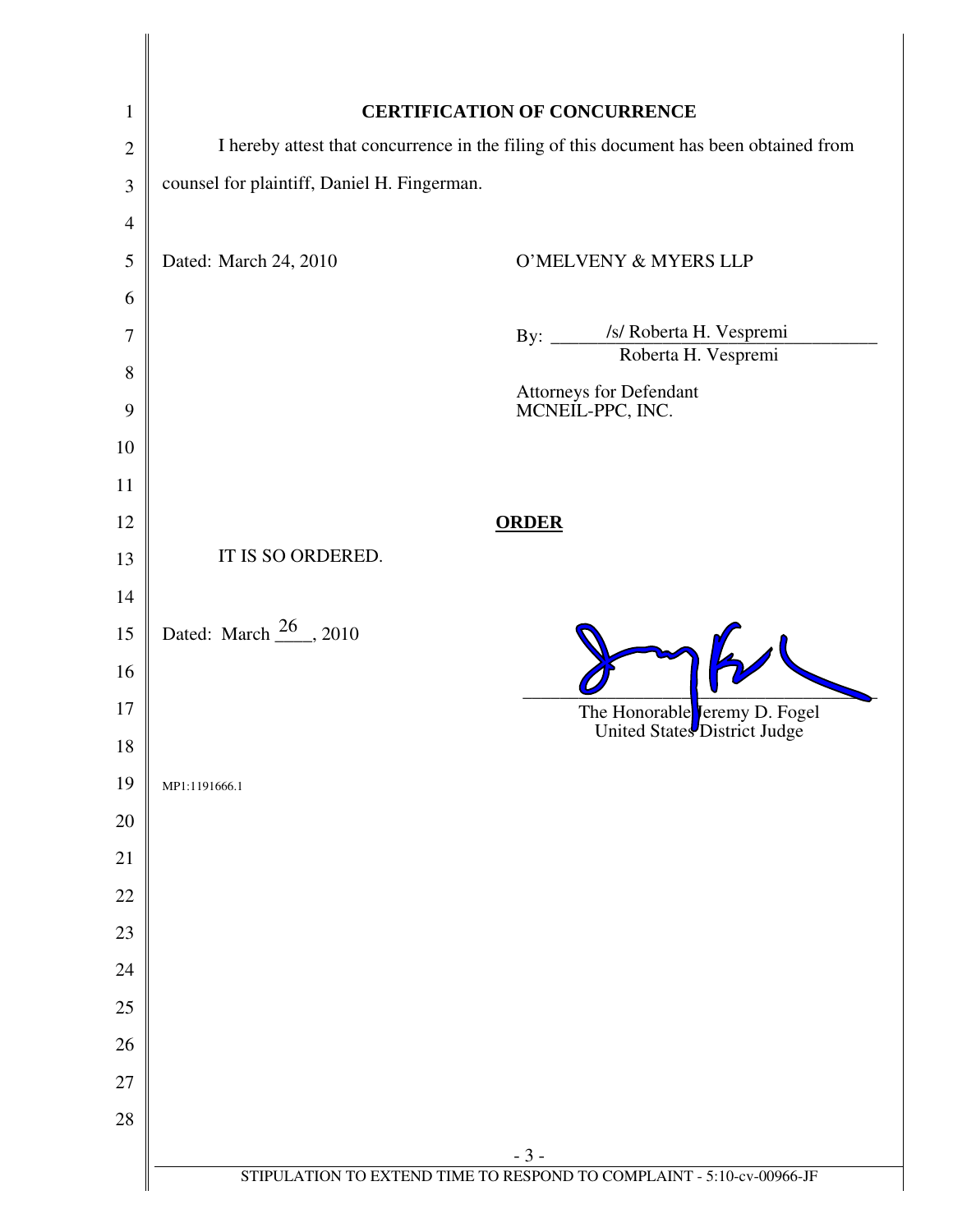**CERTIFICATION OF CONCURRENCE**

I hereby attest that concurrence in the filing of this document has been obtained from counsel for plaintiff, Daniel H. Fingerman.

Dated: March 24, 2010

O'MELVENY & MYERS LLP

By: /s/ Roberta H. Vespremi
Roberta H. Vespremi

Attorneys for Defendant
MCNEIL-PPC, INC.

**ORDER**

IT IS SO ORDERED.

Dated: March 26, 2010

The Honorable Jeremy D. Fogel
United States District Judge

MP1:1191666.1

STIPULATION TO EXTEND TIME TO RESPOND TO COMPLAINT - 5:10-cv-00966-JF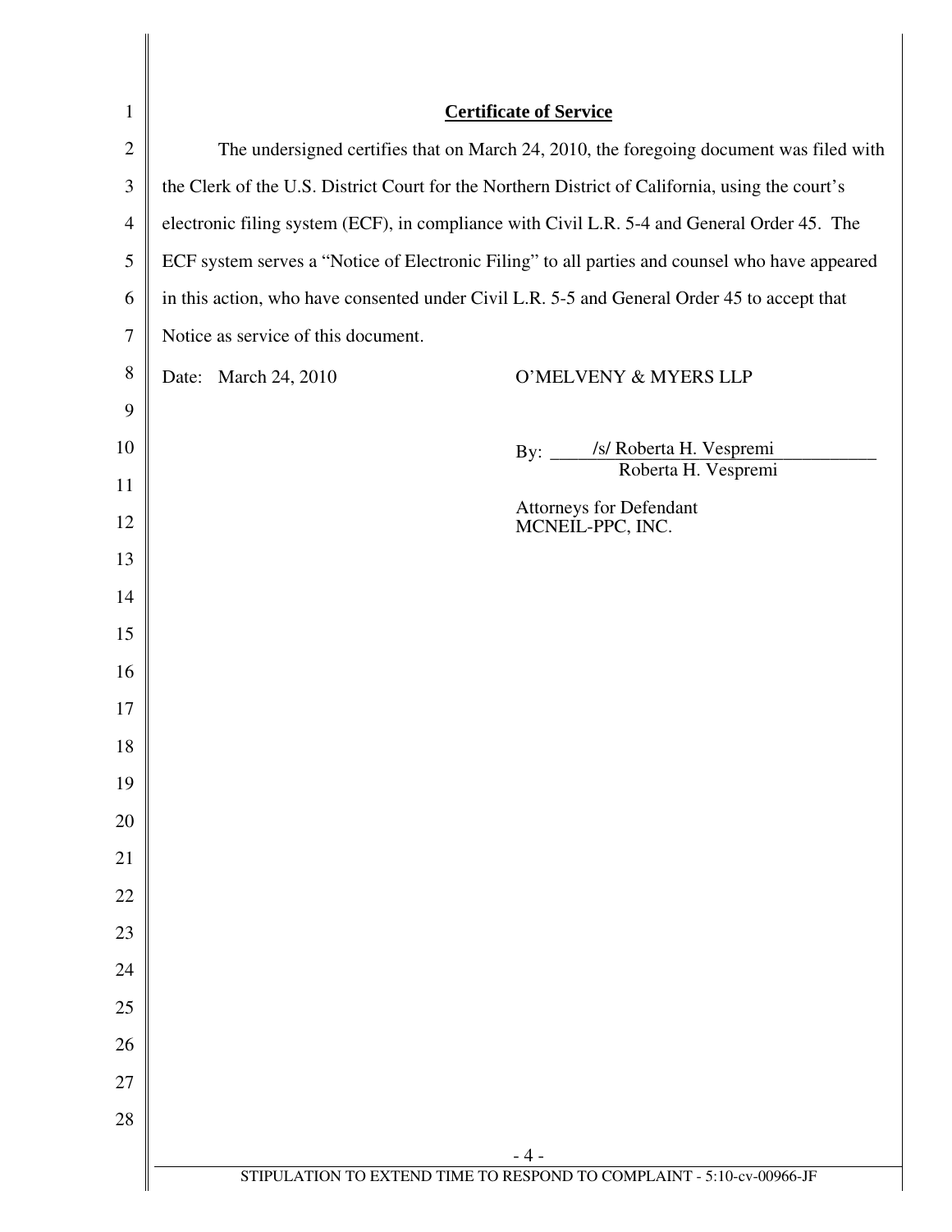**Certificate of Service**

The undersigned certifies that on March 24, 2010, the foregoing document was filed with the Clerk of the U.S. District Court for the Northern District of California, using the court's electronic filing system (ECF), in compliance with Civil L.R. 5-4 and General Order 45. The ECF system serves a "Notice of Electronic Filing" to all parties and counsel who have appeared in this action, who have consented under Civil L.R. 5-5 and General Order 45 to accept that Notice as service of this document.

Date: March 24, 2010

O'MELVENY & MYERS LLP

By: /s/ Roberta H. Vespremi
Roberta H. Vespremi

Attorneys for Defendant
MCNEIL-PPC, INC.

STIPULATION TO EXTEND TIME TO RESPOND TO COMPLAINT - 5:10-cv-00966-JF